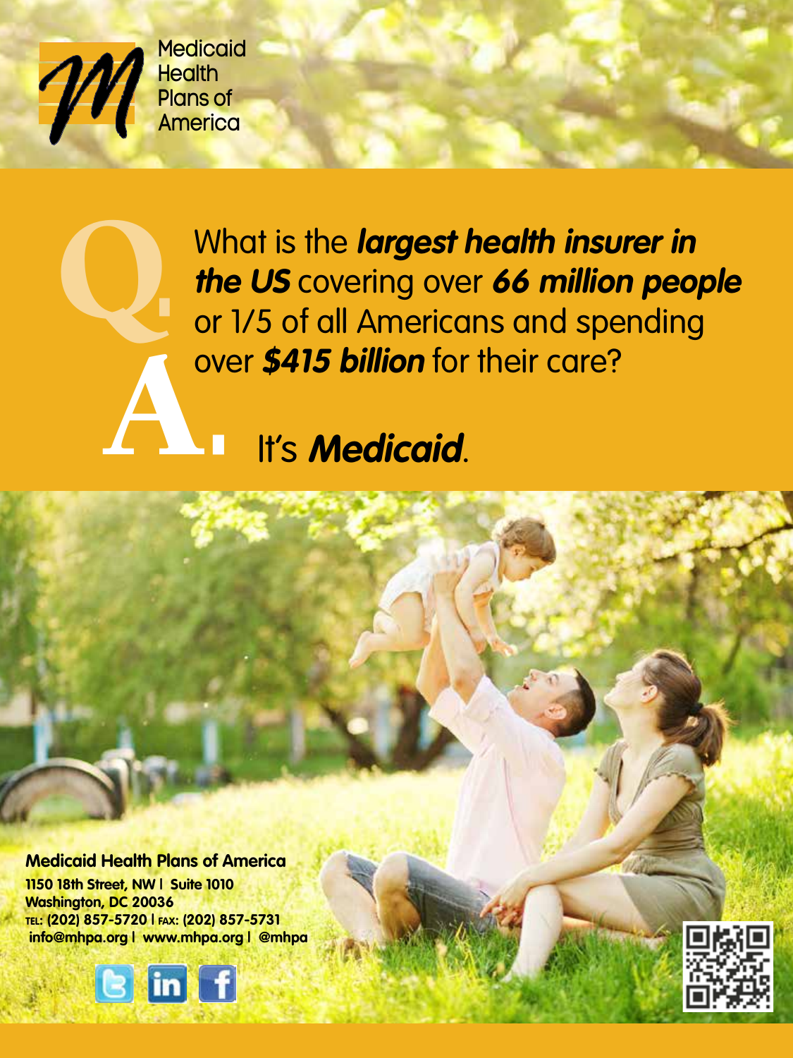Medicaid Health Plans of America

**Q.** What is the ***largest health insurer in the US*** covering over ***66 million people*** or 1/5 of all Americans and spending over ***$415 billion*** for their care?

**A.** It's ***Medicaid***.

**Medicaid Health Plans of America**
**1150 18th Street, NW | Suite 1010**
**Washington, DC 20036**
**TEL: (202) 857-5720 | FAX: (202) 857-5731**
**info@mhpa.org | www.mhpa.org | @mhpa**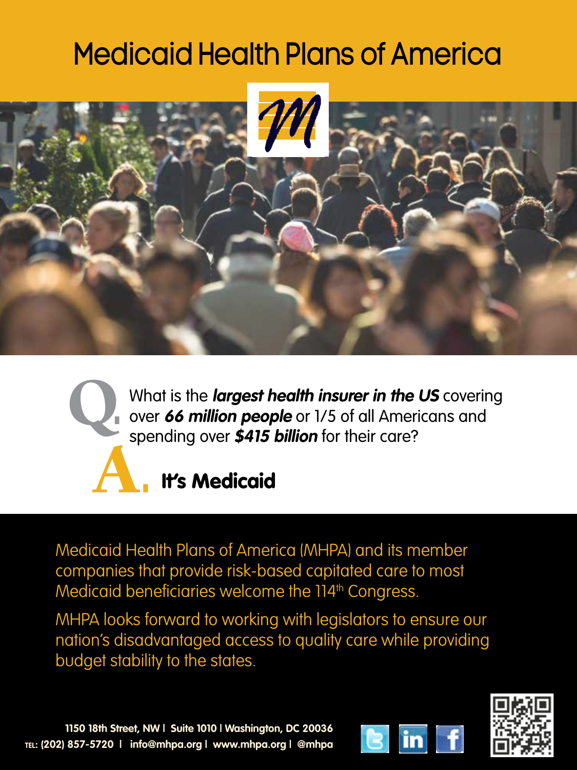# Medicaid Health Plans of America

**Q.** What is the ***largest health insurer in the US*** covering over ***66 million people*** or 1/5 of all Americans and spending over ***$415 billion*** for their care?

**A. It's Medicaid**

Medicaid Health Plans of America (MHPA) and its member companies that provide risk-based capitated care to most Medicaid beneficiaries welcome the 114th Congress.

MHPA looks forward to working with legislators to ensure our nation's disadvantaged access to quality care while providing budget stability to the states.

**1150 18th Street, NW | Suite 1010 | Washington, DC 20036**
**TEL: (202) 857-5720 | info@mhpa.org | www.mhpa.org | @mhpa**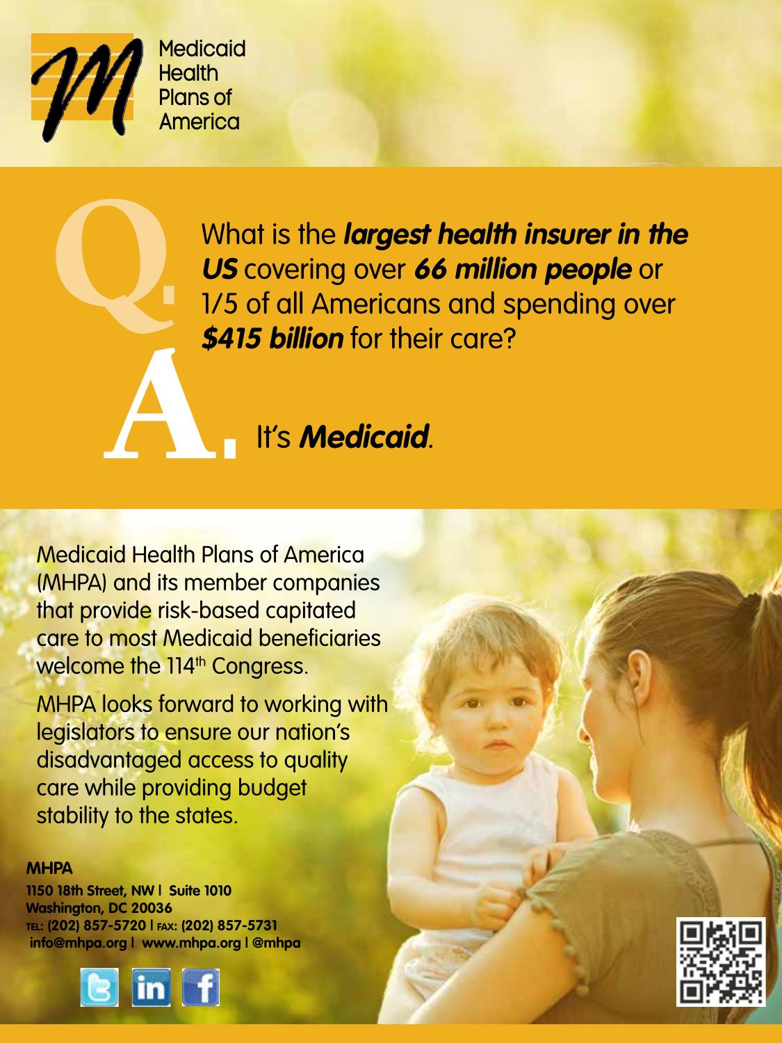Medicaid Health Plans of America

**Q.** What is the ***largest health insurer in the US*** covering over ***66 million people*** or 1/5 of all Americans and spending over ***$415 billion*** for their care?

**A.** It's ***Medicaid***.

Medicaid Health Plans of America (MHPA) and its member companies that provide risk-based capitated care to most Medicaid beneficiaries welcome the 114th Congress.

MHPA looks forward to working with legislators to ensure our nation's disadvantaged access to quality care while providing budget stability to the states.

**MHPA**
**1150 18th Street, NW | Suite 1010**
**Washington, DC 20036**
**TEL: (202) 857-5720 | FAX: (202) 857-5731**
**info@mhpa.org | www.mhpa.org | @mhpa**